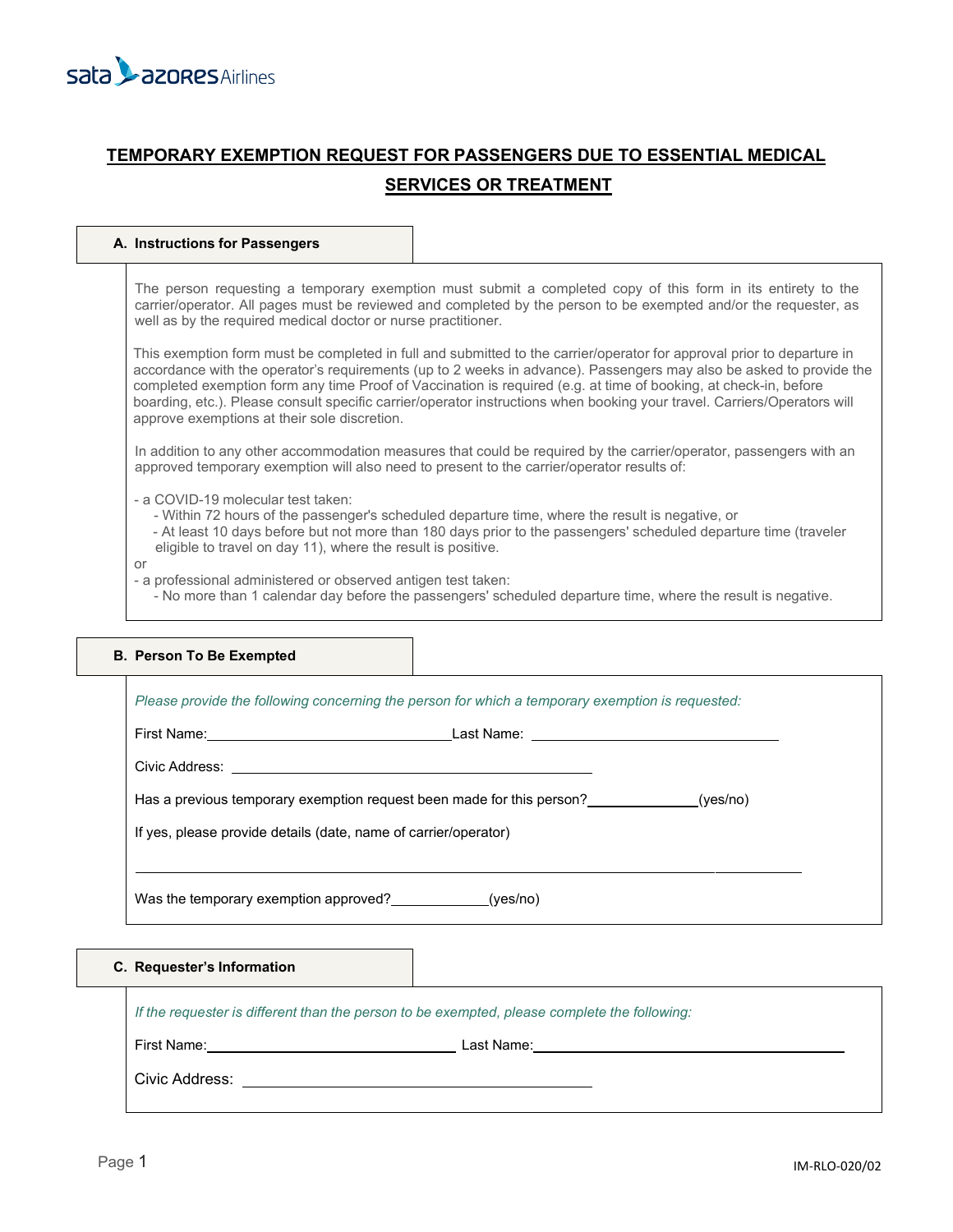# TEMPORARY EXEMPTION REQUEST FOR PASSENGERS DUE TO ESSENTIAL MEDICAL SERVICES OR TREATMENT

## A. Instructions for Passengers

The person requesting a temporary exemption must submit a completed copy of this form in its entirety to the carrier/operator. All pages must be reviewed and completed by the person to be exempted and/or the requester, as well as by the required medical doctor or nurse practitioner.

This exemption form must be completed in full and submitted to the carrier/operator for approval prior to departure in accordance with the operator's requirements (up to 2 weeks in advance). Passengers may also be asked to provide the completed exemption form any time Proof of Vaccination is required (e.g. at time of booking, at check-in, before boarding, etc.). Please consult specific carrier/operator instructions when booking your travel. Carriers/Operators will approve exemptions at their sole discretion.

In addition to any other accommodation measures that could be required by the carrier/operator, passengers with an approved temporary exemption will also need to present to the carrier/operator results of:

- a COVID-19 molecular test taken:
  - Within 72 hours of the passenger's scheduled departure time, where the result is negative, or
  - At least 10 days before but not more than 180 days prior to the passengers' scheduled departure time (traveler eligible to travel on day 11), where the result is positive.

or

- a professional administered or observed antigen test taken:
  - No more than 1 calendar day before the passengers' scheduled departure time, where the result is negative.

## B. Person To Be Exempted

*Please provide the following concerning the person for which a temporary exemption is requested:*

First Name: ______________________ Last Name: ______________________

Civic Address: ______________________

Has a previous temporary exemption request been made for this person? __________ (yes/no)

If yes, please provide details (date, name of carrier/operator)

______________________________________________

Was the temporary exemption approved? __________ (yes/no)

## C. Requester's Information

*If the requester is different than the person to be exempted, please complete the following:*

First Name: ______________________ Last Name: ______________________

Civic Address: ______________________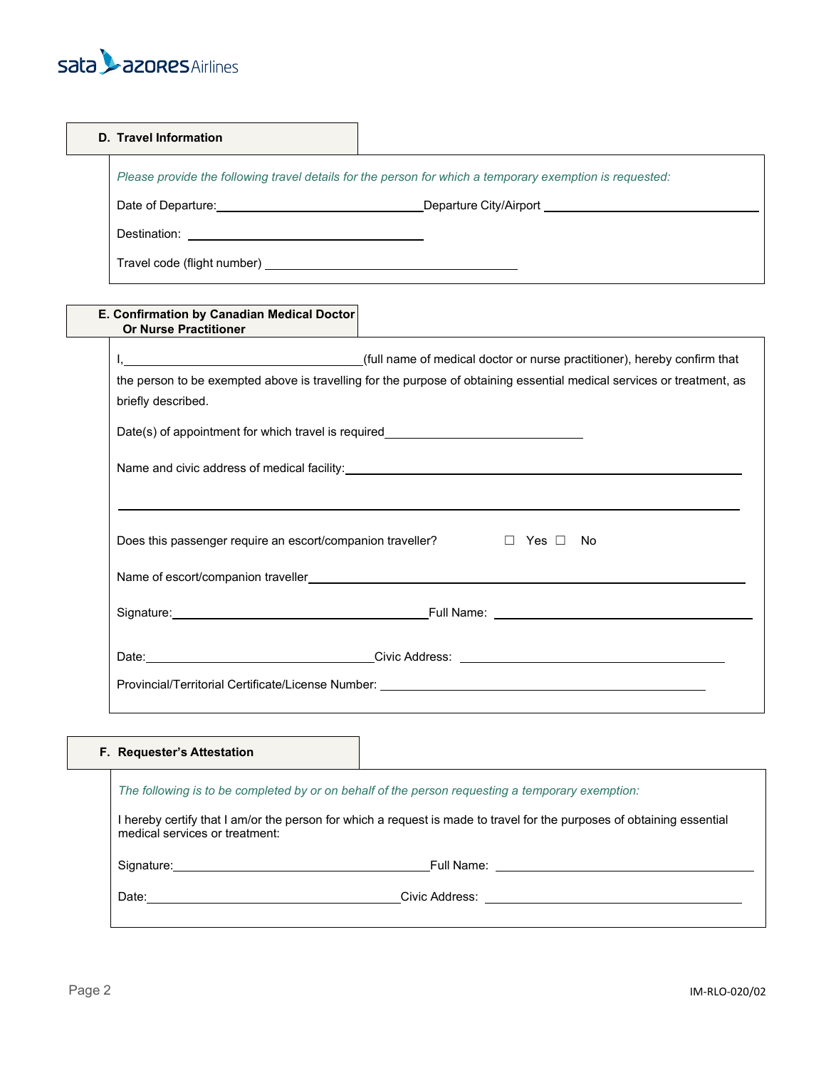## D. Travel Information

*Please provide the following travel details for the person for which a temporary exemption is requested:*

Date of Departure: \_\_\_\_\_\_\_\_\_\_\_\_\_\_\_\_\_\_\_\_ Departure City/Airport \_\_\_\_\_\_\_\_\_\_\_\_\_\_\_\_\_\_\_\_

Destination: \_\_\_\_\_\_\_\_\_\_\_\_\_\_\_\_\_\_\_\_

Travel code (flight number) \_\_\_\_\_\_\_\_\_\_\_\_\_\_\_\_\_\_\_\_

## E. Confirmation by Canadian Medical Doctor Or Nurse Practitioner

I, \_\_\_\_\_\_\_\_\_\_\_\_\_\_\_\_\_\_\_\_ (full name of medical doctor or nurse practitioner), hereby confirm that the person to be exempted above is travelling for the purpose of obtaining essential medical services or treatment, as briefly described.

Date(s) of appointment for which travel is required \_\_\_\_\_\_\_\_\_\_\_\_\_\_\_\_\_\_\_\_

Name and civic address of medical facility: \_\_\_\_\_\_\_\_\_\_\_\_\_\_\_\_\_\_\_\_

\_\_\_\_\_\_\_\_\_\_\_\_\_\_\_\_\_\_\_\_

Does this passenger require an escort/companion traveller? ☐ Yes ☐ No

Name of escort/companion traveller \_\_\_\_\_\_\_\_\_\_\_\_\_\_\_\_\_\_\_\_

Signature: \_\_\_\_\_\_\_\_\_\_\_\_\_\_\_\_\_\_\_\_ Full Name: \_\_\_\_\_\_\_\_\_\_\_\_\_\_\_\_\_\_\_\_

Date: \_\_\_\_\_\_\_\_\_\_\_\_\_\_\_\_\_\_\_\_ Civic Address: \_\_\_\_\_\_\_\_\_\_\_\_\_\_\_\_\_\_\_\_

Provincial/Territorial Certificate/License Number: \_\_\_\_\_\_\_\_\_\_\_\_\_\_\_\_\_\_\_\_

## F. Requester's Attestation

*The following is to be completed by or on behalf of the person requesting a temporary exemption:*

I hereby certify that I am/or the person for which a request is made to travel for the purposes of obtaining essential medical services or treatment:

Signature: \_\_\_\_\_\_\_\_\_\_\_\_\_\_\_\_\_\_\_\_ Full Name: \_\_\_\_\_\_\_\_\_\_\_\_\_\_\_\_\_\_\_\_

Date: \_\_\_\_\_\_\_\_\_\_\_\_\_\_\_\_\_\_\_\_ Civic Address: \_\_\_\_\_\_\_\_\_\_\_\_\_\_\_\_\_\_\_\_

IM-RLO-020/02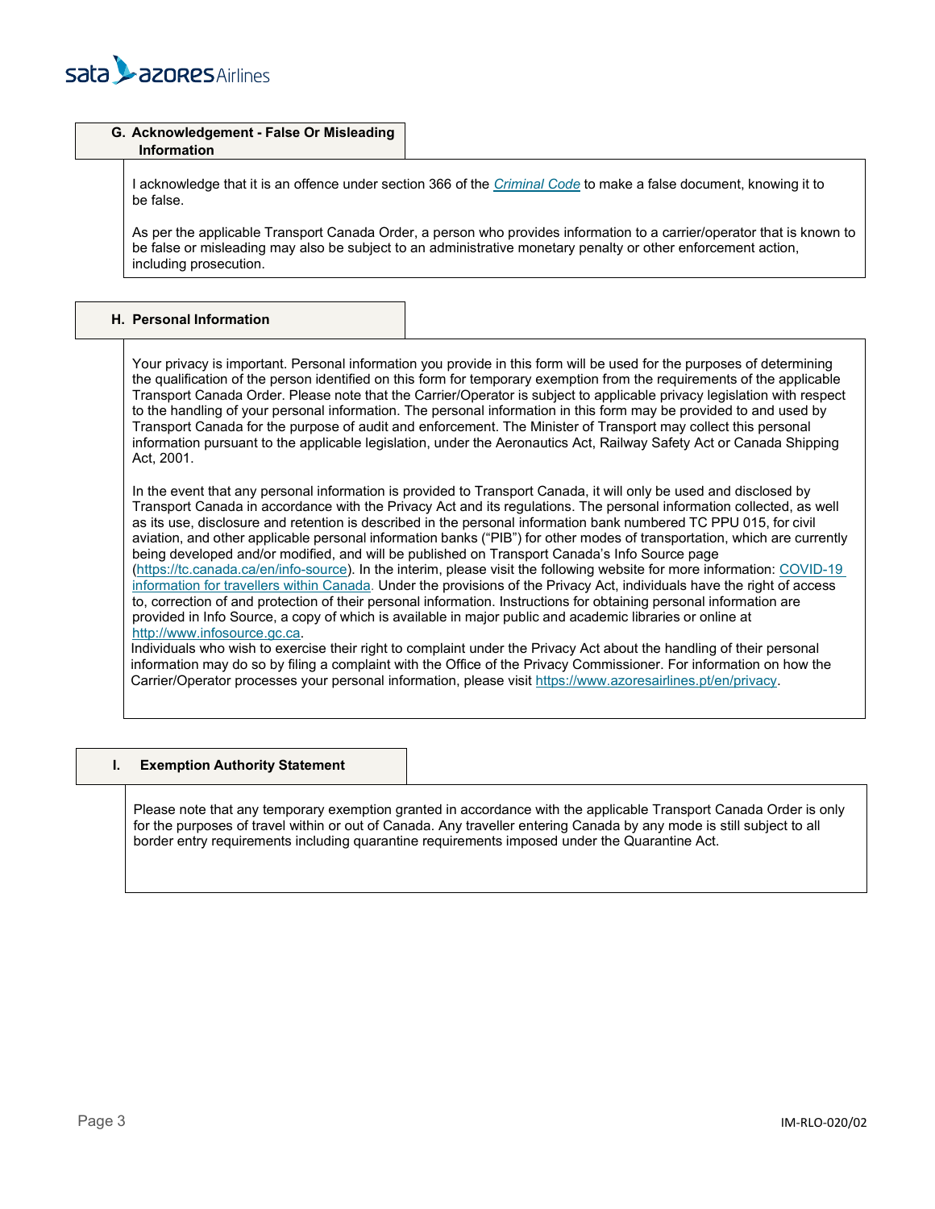## G. Acknowledgement - False Or Misleading Information

I acknowledge that it is an offence under section 366 of the *Criminal Code* to make a false document, knowing it to be false.

As per the applicable Transport Canada Order, a person who provides information to a carrier/operator that is known to be false or misleading may also be subject to an administrative monetary penalty or other enforcement action, including prosecution.

## H. Personal Information

Your privacy is important. Personal information you provide in this form will be used for the purposes of determining the qualification of the person identified on this form for temporary exemption from the requirements of the applicable Transport Canada Order. Please note that the Carrier/Operator is subject to applicable privacy legislation with respect to the handling of your personal information. The personal information in this form may be provided to and used by Transport Canada for the purpose of audit and enforcement. The Minister of Transport may collect this personal information pursuant to the applicable legislation, under the Aeronautics Act, Railway Safety Act or Canada Shipping Act, 2001.

In the event that any personal information is provided to Transport Canada, it will only be used and disclosed by Transport Canada in accordance with the Privacy Act and its regulations. The personal information collected, as well as its use, disclosure and retention is described in the personal information bank numbered TC PPU 015, for civil aviation, and other applicable personal information banks ("PIB") for other modes of transportation, which are currently being developed and/or modified, and will be published on Transport Canada's Info Source page (https://tc.canada.ca/en/info-source). In the interim, please visit the following website for more information: COVID-19 information for travellers within Canada. Under the provisions of the Privacy Act, individuals have the right of access to, correction of and protection of their personal information. Instructions for obtaining personal information are provided in Info Source, a copy of which is available in major public and academic libraries or online at http://www.infosource.gc.ca.
Individuals who wish to exercise their right to complaint under the Privacy Act about the handling of their personal information may do so by filing a complaint with the Office of the Privacy Commissioner. For information on how the Carrier/Operator processes your personal information, please visit https://www.azoresairlines.pt/en/privacy.

## I. Exemption Authority Statement

Please note that any temporary exemption granted in accordance with the applicable Transport Canada Order is only for the purposes of travel within or out of Canada. Any traveller entering Canada by any mode is still subject to all border entry requirements including quarantine requirements imposed under the Quarantine Act.

IM-RLO-020/02